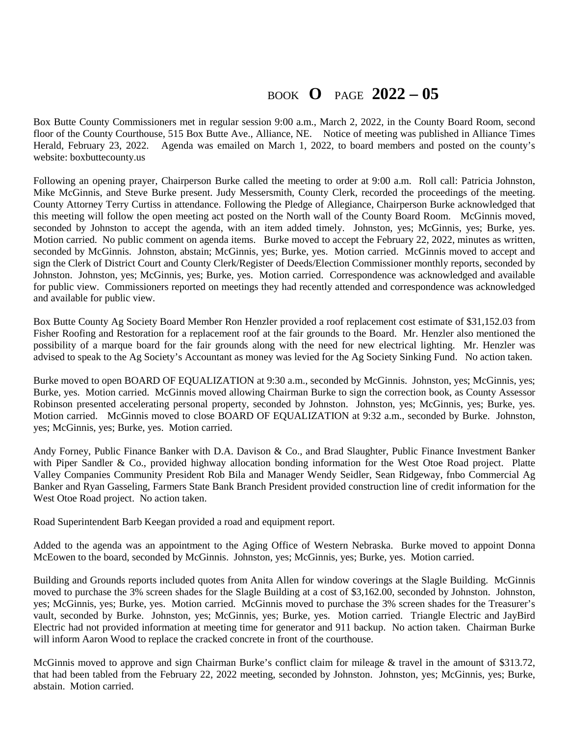# BOOK **O** PAGE **2022 – 05**

Box Butte County Commissioners met in regular session 9:00 a.m., March 2, 2022, in the County Board Room, second floor of the County Courthouse, 515 Box Butte Ave., Alliance, NE. Notice of meeting was published in Alliance Times Herald, February 23, 2022. Agenda was emailed on March 1, 2022, to board members and posted on the county's website: boxbuttecounty.us

Following an opening prayer, Chairperson Burke called the meeting to order at 9:00 a.m. Roll call: Patricia Johnston, Mike McGinnis, and Steve Burke present. Judy Messersmith, County Clerk, recorded the proceedings of the meeting. County Attorney Terry Curtiss in attendance. Following the Pledge of Allegiance, Chairperson Burke acknowledged that this meeting will follow the open meeting act posted on the North wall of the County Board Room. McGinnis moved, seconded by Johnston to accept the agenda, with an item added timely. Johnston, yes; McGinnis, yes; Burke, yes. Motion carried. No public comment on agenda items. Burke moved to accept the February 22, 2022, minutes as written, seconded by McGinnis. Johnston, abstain; McGinnis, yes; Burke, yes. Motion carried. McGinnis moved to accept and sign the Clerk of District Court and County Clerk/Register of Deeds/Election Commissioner monthly reports, seconded by Johnston. Johnston, yes; McGinnis, yes; Burke, yes. Motion carried. Correspondence was acknowledged and available for public view. Commissioners reported on meetings they had recently attended and correspondence was acknowledged and available for public view.

Box Butte County Ag Society Board Member Ron Henzler provided a roof replacement cost estimate of $31,152.03 from Fisher Roofing and Restoration for a replacement roof at the fair grounds to the Board. Mr. Henzler also mentioned the possibility of a marque board for the fair grounds along with the need for new electrical lighting. Mr. Henzler was advised to speak to the Ag Society's Accountant as money was levied for the Ag Society Sinking Fund. No action taken.

Burke moved to open BOARD OF EQUALIZATION at 9:30 a.m., seconded by McGinnis. Johnston, yes; McGinnis, yes; Burke, yes. Motion carried. McGinnis moved allowing Chairman Burke to sign the correction book, as County Assessor Robinson presented accelerating personal property, seconded by Johnston. Johnston, yes; McGinnis, yes; Burke, yes. Motion carried. McGinnis moved to close BOARD OF EQUALIZATION at 9:32 a.m., seconded by Burke. Johnston, yes; McGinnis, yes; Burke, yes. Motion carried.

Andy Forney, Public Finance Banker with D.A. Davison & Co., and Brad Slaughter, Public Finance Investment Banker with Piper Sandler & Co., provided highway allocation bonding information for the West Otoe Road project. Platte Valley Companies Community President Rob Bila and Manager Wendy Seidler, Sean Ridgeway, fnbo Commercial Ag Banker and Ryan Gasseling, Farmers State Bank Branch President provided construction line of credit information for the West Otoe Road project. No action taken.

Road Superintendent Barb Keegan provided a road and equipment report.

Added to the agenda was an appointment to the Aging Office of Western Nebraska. Burke moved to appoint Donna McEowen to the board, seconded by McGinnis. Johnston, yes; McGinnis, yes; Burke, yes. Motion carried.

Building and Grounds reports included quotes from Anita Allen for window coverings at the Slagle Building. McGinnis moved to purchase the 3% screen shades for the Slagle Building at a cost of $3,162.00, seconded by Johnston. Johnston, yes; McGinnis, yes; Burke, yes. Motion carried. McGinnis moved to purchase the 3% screen shades for the Treasurer's vault, seconded by Burke. Johnston, yes; McGinnis, yes; Burke, yes. Motion carried. Triangle Electric and JayBird Electric had not provided information at meeting time for generator and 911 backup. No action taken. Chairman Burke will inform Aaron Wood to replace the cracked concrete in front of the courthouse.

McGinnis moved to approve and sign Chairman Burke's conflict claim for mileage & travel in the amount of $313.72, that had been tabled from the February 22, 2022 meeting, seconded by Johnston. Johnston, yes; McGinnis, yes; Burke, abstain. Motion carried.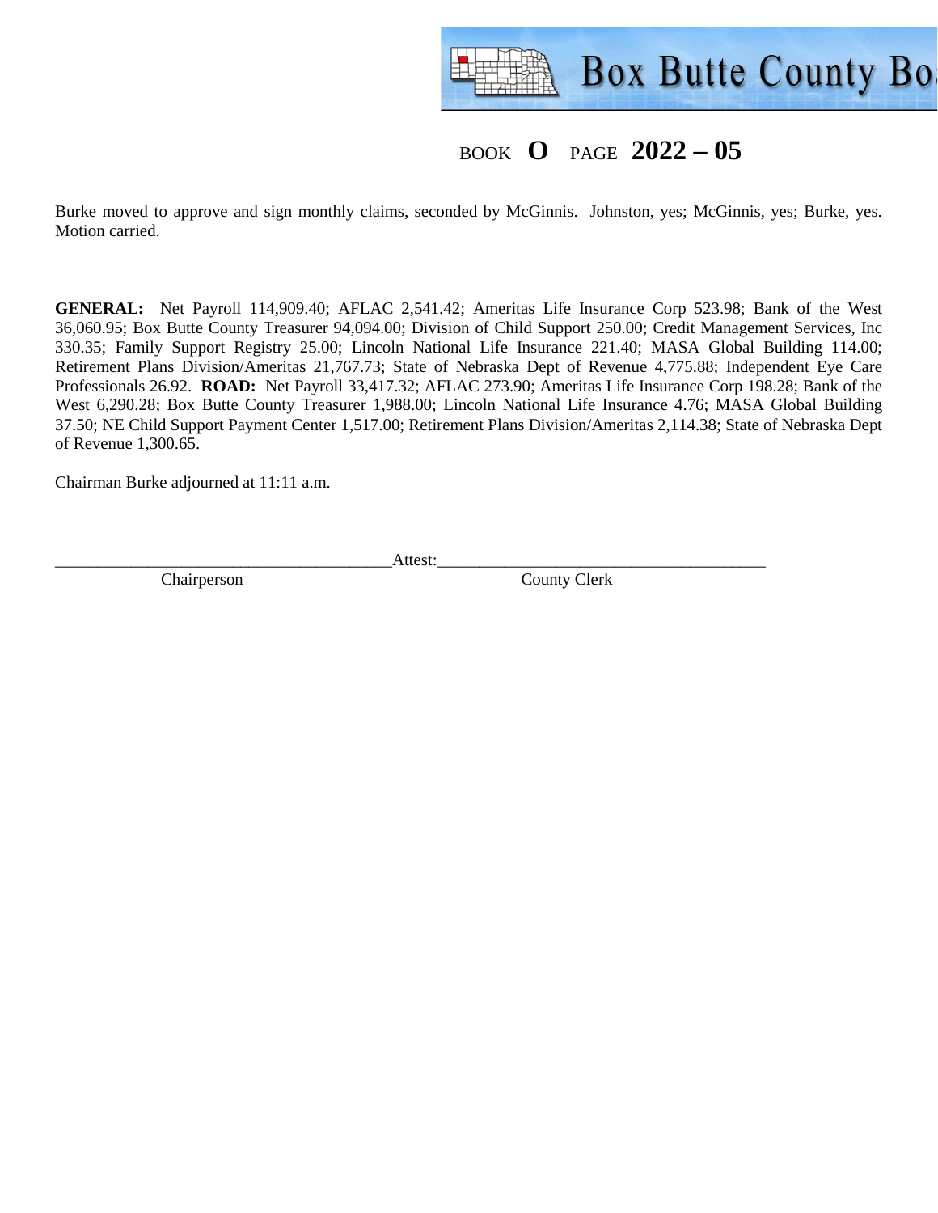BOOK **O** PAGE **2022 – 05**

Burke moved to approve and sign monthly claims, seconded by McGinnis. Johnston, yes; McGinnis, yes; Burke, yes. Motion carried.

**GENERAL:** Net Payroll 114,909.40; AFLAC 2,541.42; Ameritas Life Insurance Corp 523.98; Bank of the West 36,060.95; Box Butte County Treasurer 94,094.00; Division of Child Support 250.00; Credit Management Services, Inc 330.35; Family Support Registry 25.00; Lincoln National Life Insurance 221.40; MASA Global Building 114.00; Retirement Plans Division/Ameritas 21,767.73; State of Nebraska Dept of Revenue 4,775.88; Independent Eye Care Professionals 26.92. **ROAD:** Net Payroll 33,417.32; AFLAC 273.90; Ameritas Life Insurance Corp 198.28; Bank of the West 6,290.28; Box Butte County Treasurer 1,988.00; Lincoln National Life Insurance 4.76; MASA Global Building 37.50; NE Child Support Payment Center 1,517.00; Retirement Plans Division/Ameritas 2,114.38; State of Nebraska Dept of Revenue 1,300.65.

Chairman Burke adjourned at 11:11 a.m.

________________________________________Attest:________________________________________

Chairperson County Clerk